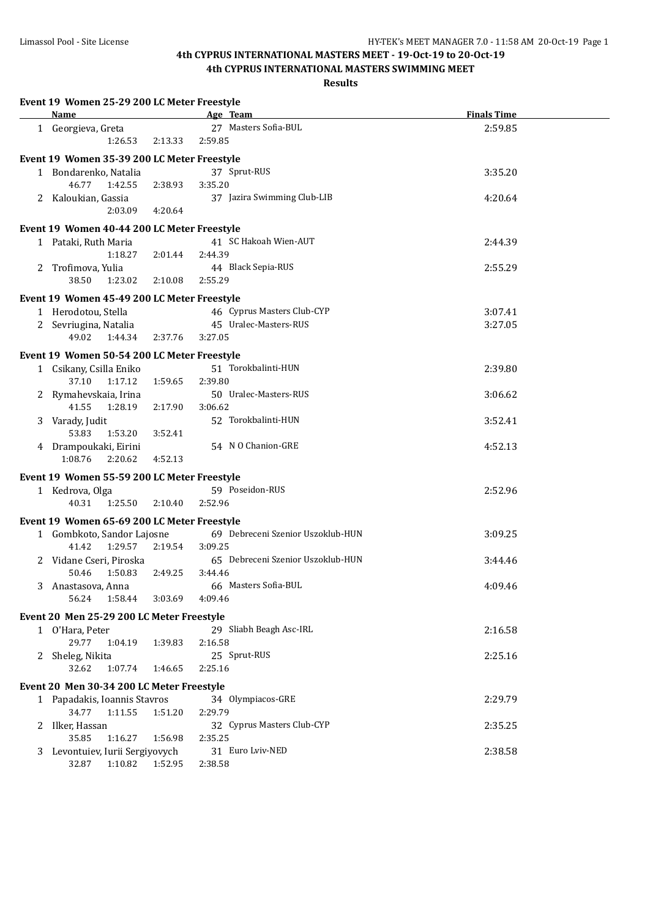# 4th CYPRUS INTERNATIONAL MASTERS MEET - 19-Oct-19 to 20-Oct-19

## 4th CYPRUS INTERNATIONAL MASTERS SWIMMING MEET

### Results

**Event 19 Women 25-29 200 LC Meter Freestyle**

| | Name | Age | Team | Finals Time |
|---|---|---|---|---|
| 1 | Georgieva, Greta | 27 | Masters Sofia-BUL | 2:59.85 |
| | 1:26.53 2:13.33 2:59.85 | | | |

**Event 19 Women 35-39 200 LC Meter Freestyle**

| | Name | Age | Team | Finals Time |
|---|---|---|---|---|
| 1 | Bondarenko, Natalia | 37 | Sprut-RUS | 3:35.20 |
| | 46.77 1:42.55 2:38.93 3:35.20 | | | |
| 2 | Kaloukian, Gassia | 37 | Jazira Swimming Club-LIB | 4:20.64 |
| | 2:03.09 4:20.64 | | | |

**Event 19 Women 40-44 200 LC Meter Freestyle**

| | Name | Age | Team | Finals Time |
|---|---|---|---|---|
| 1 | Pataki, Ruth Maria | 41 | SC Hakoah Wien-AUT | 2:44.39 |
| | 1:18.27 2:01.44 2:44.39 | | | |
| 2 | Trofimova, Yulia | 44 | Black Sepia-RUS | 2:55.29 |
| | 38.50 1:23.02 2:10.08 2:55.29 | | | |

**Event 19 Women 45-49 200 LC Meter Freestyle**

| | Name | Age | Team | Finals Time |
|---|---|---|---|---|
| 1 | Herodotou, Stella | 46 | Cyprus Masters Club-CYP | 3:07.41 |
| 2 | Sevriugina, Natalia | 45 | Uralec-Masters-RUS | 3:27.05 |
| | 49.02 1:44.34 2:37.76 3:27.05 | | | |

**Event 19 Women 50-54 200 LC Meter Freestyle**

| | Name | Age | Team | Finals Time |
|---|---|---|---|---|
| 1 | Csikany, Csilla Eniko | 51 | Torokbalinti-HUN | 2:39.80 |
| | 37.10 1:17.12 1:59.65 2:39.80 | | | |
| 2 | Rymahevskaia, Irina | 50 | Uralec-Masters-RUS | 3:06.62 |
| | 41.55 1:28.19 2:17.90 3:06.62 | | | |
| 3 | Varady, Judit | 52 | Torokbalinti-HUN | 3:52.41 |
| | 53.83 1:53.20 3:52.41 | | | |
| 4 | Drampoukaki, Eirini | 54 | N O Chanion-GRE | 4:52.13 |
| | 1:08.76 2:20.62 4:52.13 | | | |

**Event 19 Women 55-59 200 LC Meter Freestyle**

| | Name | Age | Team | Finals Time |
|---|---|---|---|---|
| 1 | Kedrova, Olga | 59 | Poseidon-RUS | 2:52.96 |
| | 40.31 1:25.50 2:10.40 2:52.96 | | | |

**Event 19 Women 65-69 200 LC Meter Freestyle**

| | Name | Age | Team | Finals Time |
|---|---|---|---|---|
| 1 | Gombkoto, Sandor Lajosne | 69 | Debreceni Szenior Uszoklub-HUN | 3:09.25 |
| | 41.42 1:29.57 2:19.54 3:09.25 | | | |
| 2 | Vidane Cseri, Piroska | 65 | Debreceni Szenior Uszoklub-HUN | 3:44.46 |
| | 50.46 1:50.83 2:49.25 3:44.46 | | | |
| 3 | Anastasova, Anna | 66 | Masters Sofia-BUL | 4:09.46 |
| | 56.24 1:58.44 3:03.69 4:09.46 | | | |

**Event 20 Men 25-29 200 LC Meter Freestyle**

| | Name | Age | Team | Finals Time |
|---|---|---|---|---|
| 1 | O'Hara, Peter | 29 | Sliabh Beagh Asc-IRL | 2:16.58 |
| | 29.77 1:04.19 1:39.83 2:16.58 | | | |
| 2 | Sheleg, Nikita | 25 | Sprut-RUS | 2:25.16 |
| | 32.62 1:07.74 1:46.65 2:25.16 | | | |

**Event 20 Men 30-34 200 LC Meter Freestyle**

| | Name | Age | Team | Finals Time |
|---|---|---|---|---|
| 1 | Papadakis, Ioannis Stavros | 34 | Olympiacos-GRE | 2:29.79 |
| | 34.77 1:11.55 1:51.20 2:29.79 | | | |
| 2 | Ilker, Hassan | 32 | Cyprus Masters Club-CYP | 2:35.25 |
| | 35.85 1:16.27 1:56.98 2:35.25 | | | |
| 3 | Levontuiev, Iurii Sergiyovych | 31 | Euro Lviv-NED | 2:38.58 |
| | 32.87 1:10.82 1:52.95 2:38.58 | | | |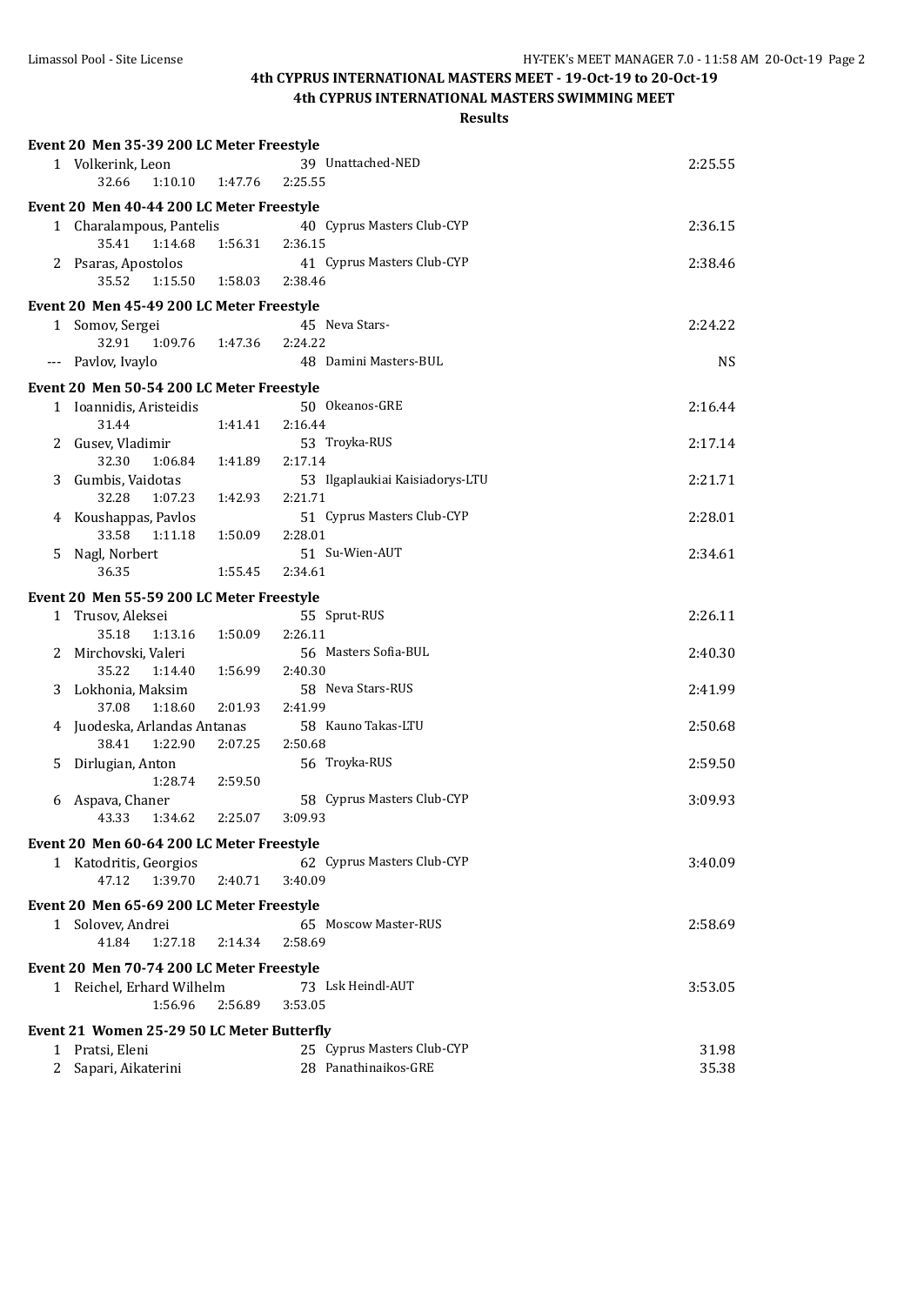# 4th CYPRUS INTERNATIONAL MASTERS MEET - 19-Oct-19 to 20-Oct-19

## 4th CYPRUS INTERNATIONAL MASTERS SWIMMING MEET

### Results

**Event 20 Men 35-39 200 LC Meter Freestyle**

| | Name | Age | Team | Time |
|---|---|---|---|---|
| 1 | Volkerink, Leon | 39 | Unattached-NED | 2:25.55 |
| | 32.66 1:10.10 1:47.76 2:25.55 | | | |

**Event 20 Men 40-44 200 LC Meter Freestyle**

| | Name | Age | Team | Time |
|---|---|---|---|---|
| 1 | Charalampous, Pantelis | 40 | Cyprus Masters Club-CYP | 2:36.15 |
| | 35.41 1:14.68 1:56.31 2:36.15 | | | |
| 2 | Psaras, Apostolos | 41 | Cyprus Masters Club-CYP | 2:38.46 |
| | 35.52 1:15.50 1:58.03 2:38.46 | | | |

**Event 20 Men 45-49 200 LC Meter Freestyle**

| | Name | Age | Team | Time |
|---|---|---|---|---|
| 1 | Somov, Sergei | 45 | Neva Stars- | 2:24.22 |
| | 32.91 1:09.76 1:47.36 2:24.22 | | | |
| --- | Pavlov, Ivaylo | 48 | Damini Masters-BUL | NS |

**Event 20 Men 50-54 200 LC Meter Freestyle**

| | Name | Age | Team | Time |
|---|---|---|---|---|
| 1 | Ioannidis, Aristeidis | 50 | Okeanos-GRE | 2:16.44 |
| | 31.44 1:41.41 2:16.44 | | | |
| 2 | Gusev, Vladimir | 53 | Troyka-RUS | 2:17.14 |
| | 32.30 1:06.84 1:41.89 2:17.14 | | | |
| 3 | Gumbis, Vaidotas | 53 | Ilgaplaukiai Kaisiadorys-LTU | 2:21.71 |
| | 32.28 1:07.23 1:42.93 2:21.71 | | | |
| 4 | Koushappas, Pavlos | 51 | Cyprus Masters Club-CYP | 2:28.01 |
| | 33.58 1:11.18 1:50.09 2:28.01 | | | |
| 5 | Nagl, Norbert | 51 | Su-Wien-AUT | 2:34.61 |
| | 36.35 1:55.45 2:34.61 | | | |

**Event 20 Men 55-59 200 LC Meter Freestyle**

| | Name | Age | Team | Time |
|---|---|---|---|---|
| 1 | Trusov, Aleksei | 55 | Sprut-RUS | 2:26.11 |
| | 35.18 1:13.16 1:50.09 2:26.11 | | | |
| 2 | Mirchovski, Valeri | 56 | Masters Sofia-BUL | 2:40.30 |
| | 35.22 1:14.40 1:56.99 2:40.30 | | | |
| 3 | Lokhonia, Maksim | 58 | Neva Stars-RUS | 2:41.99 |
| | 37.08 1:18.60 2:01.93 2:41.99 | | | |
| 4 | Juodeska, Arlandas Antanas | 58 | Kauno Takas-LTU | 2:50.68 |
| | 38.41 1:22.90 2:07.25 2:50.68 | | | |
| 5 | Dirlugian, Anton | 56 | Troyka-RUS | 2:59.50 |
| | 1:28.74 2:59.50 | | | |
| 6 | Aspava, Chaner | 58 | Cyprus Masters Club-CYP | 3:09.93 |
| | 43.33 1:34.62 2:25.07 3:09.93 | | | |

**Event 20 Men 60-64 200 LC Meter Freestyle**

| | Name | Age | Team | Time |
|---|---|---|---|---|
| 1 | Katodritis, Georgios | 62 | Cyprus Masters Club-CYP | 3:40.09 |
| | 47.12 1:39.70 2:40.71 3:40.09 | | | |

**Event 20 Men 65-69 200 LC Meter Freestyle**

| | Name | Age | Team | Time |
|---|---|---|---|---|
| 1 | Solovev, Andrei | 65 | Moscow Master-RUS | 2:58.69 |
| | 41.84 1:27.18 2:14.34 2:58.69 | | | |

**Event 20 Men 70-74 200 LC Meter Freestyle**

| | Name | Age | Team | Time |
|---|---|---|---|---|
| 1 | Reichel, Erhard Wilhelm | 73 | Lsk Heindl-AUT | 3:53.05 |
| | 1:56.96 2:56.89 3:53.05 | | | |

**Event 21 Women 25-29 50 LC Meter Butterfly**

| | Name | Age | Team | Time |
|---|---|---|---|---|
| 1 | Pratsi, Eleni | 25 | Cyprus Masters Club-CYP | 31.98 |
| 2 | Sapari, Aikaterini | 28 | Panathinaikos-GRE | 35.38 |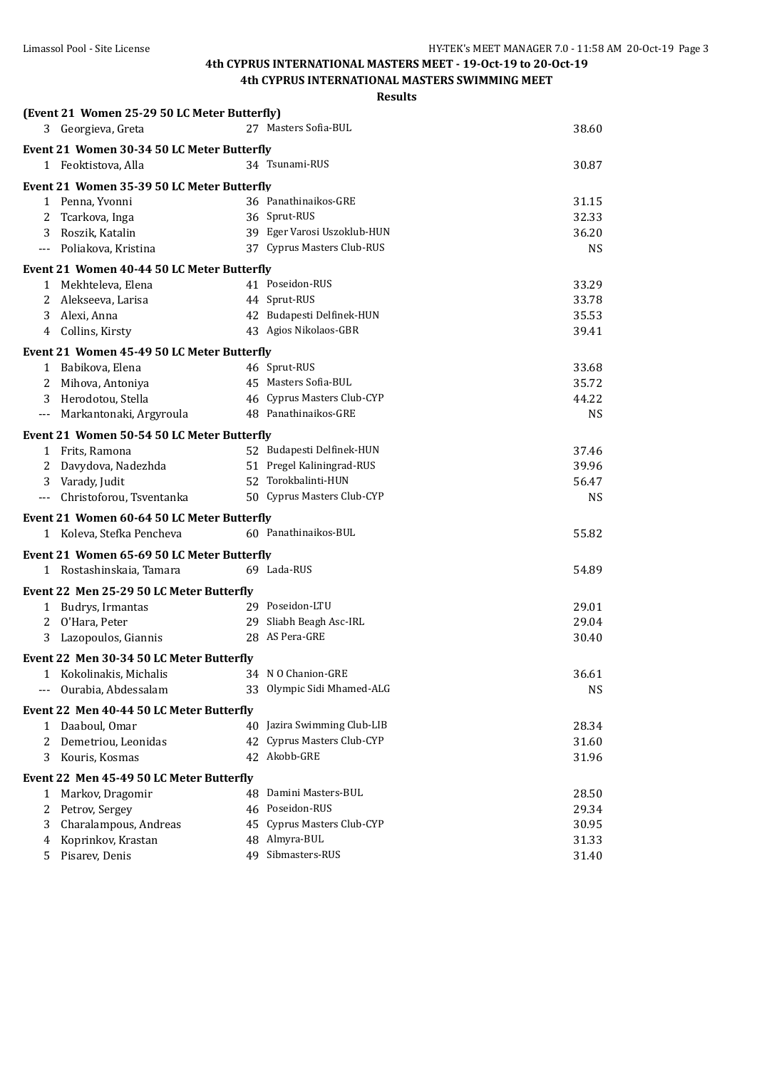# 4th CYPRUS INTERNATIONAL MASTERS MEET - 19-Oct-19 to 20-Oct-19

## 4th CYPRUS INTERNATIONAL MASTERS SWIMMING MEET

### Results

**(Event 21 Women 25-29 50 LC Meter Butterfly)**

| | Name | Age | Team | Time |
|---|---|---|---|---|
| 3 | Georgieva, Greta | 27 | Masters Sofia-BUL | 38.60 |

**Event 21 Women 30-34 50 LC Meter Butterfly**

| | Name | Age | Team | Time |
|---|---|---|---|---|
| 1 | Feoktistova, Alla | 34 | Tsunami-RUS | 30.87 |

**Event 21 Women 35-39 50 LC Meter Butterfly**

| | Name | Age | Team | Time |
|---|---|---|---|---|
| 1 | Penna, Yvonni | 36 | Panathinaikos-GRE | 31.15 |
| 2 | Tcarkova, Inga | 36 | Sprut-RUS | 32.33 |
| 3 | Roszik, Katalin | 39 | Eger Varosi Uszoklub-HUN | 36.20 |
| --- | Poliakova, Kristina | 37 | Cyprus Masters Club-RUS | NS |

**Event 21 Women 40-44 50 LC Meter Butterfly**

| | Name | Age | Team | Time |
|---|---|---|---|---|
| 1 | Mekhteleva, Elena | 41 | Poseidon-RUS | 33.29 |
| 2 | Alekseeva, Larisa | 44 | Sprut-RUS | 33.78 |
| 3 | Alexi, Anna | 42 | Budapesti Delfinek-HUN | 35.53 |
| 4 | Collins, Kirsty | 43 | Agios Nikolaos-GBR | 39.41 |

**Event 21 Women 45-49 50 LC Meter Butterfly**

| | Name | Age | Team | Time |
|---|---|---|---|---|
| 1 | Babikova, Elena | 46 | Sprut-RUS | 33.68 |
| 2 | Mihova, Antoniya | 45 | Masters Sofia-BUL | 35.72 |
| 3 | Herodotou, Stella | 46 | Cyprus Masters Club-CYP | 44.22 |
| --- | Markantonaki, Argyroula | 48 | Panathinaikos-GRE | NS |

**Event 21 Women 50-54 50 LC Meter Butterfly**

| | Name | Age | Team | Time |
|---|---|---|---|---|
| 1 | Frits, Ramona | 52 | Budapesti Delfinek-HUN | 37.46 |
| 2 | Davydova, Nadezhda | 51 | Pregel Kaliningrad-RUS | 39.96 |
| 3 | Varady, Judit | 52 | Torokbalinti-HUN | 56.47 |
| --- | Christoforou, Tsventanka | 50 | Cyprus Masters Club-CYP | NS |

**Event 21 Women 60-64 50 LC Meter Butterfly**

| | Name | Age | Team | Time |
|---|---|---|---|---|
| 1 | Koleva, Stefka Pencheva | 60 | Panathinaikos-BUL | 55.82 |

**Event 21 Women 65-69 50 LC Meter Butterfly**

| | Name | Age | Team | Time |
|---|---|---|---|---|
| 1 | Rostashinskaia, Tamara | 69 | Lada-RUS | 54.89 |

**Event 22 Men 25-29 50 LC Meter Butterfly**

| | Name | Age | Team | Time |
|---|---|---|---|---|
| 1 | Budrys, Irmantas | 29 | Poseidon-LTU | 29.01 |
| 2 | O'Hara, Peter | 29 | Sliabh Beagh Asc-IRL | 29.04 |
| 3 | Lazopoulos, Giannis | 28 | AS Pera-GRE | 30.40 |

**Event 22 Men 30-34 50 LC Meter Butterfly**

| | Name | Age | Team | Time |
|---|---|---|---|---|
| 1 | Kokolinakis, Michalis | 34 | N O Chanion-GRE | 36.61 |
| --- | Ourabia, Abdessalam | 33 | Olympic Sidi Mhamed-ALG | NS |

**Event 22 Men 40-44 50 LC Meter Butterfly**

| | Name | Age | Team | Time |
|---|---|---|---|---|
| 1 | Daaboul, Omar | 40 | Jazira Swimming Club-LIB | 28.34 |
| 2 | Demetriou, Leonidas | 42 | Cyprus Masters Club-CYP | 31.60 |
| 3 | Kouris, Kosmas | 42 | Akobb-GRE | 31.96 |

**Event 22 Men 45-49 50 LC Meter Butterfly**

| | Name | Age | Team | Time |
|---|---|---|---|---|
| 1 | Markov, Dragomir | 48 | Damini Masters-BUL | 28.50 |
| 2 | Petrov, Sergey | 46 | Poseidon-RUS | 29.34 |
| 3 | Charalampous, Andreas | 45 | Cyprus Masters Club-CYP | 30.95 |
| 4 | Koprinkov, Krastan | 48 | Almyra-BUL | 31.33 |
| 5 | Pisarev, Denis | 49 | Sibmasters-RUS | 31.40 |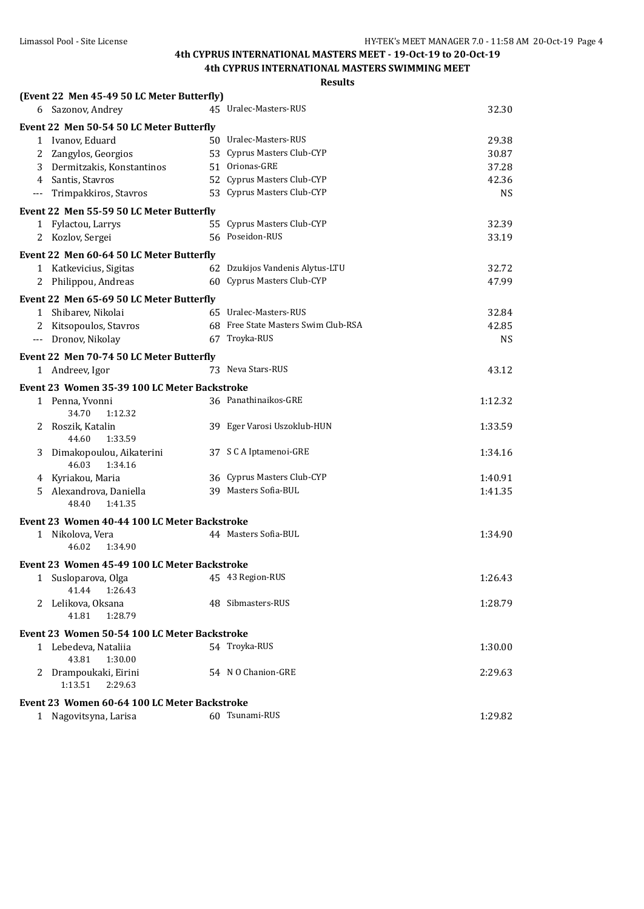## 4th CYPRUS INTERNATIONAL MASTERS MEET - 19-Oct-19 to 20-Oct-19

### 4th CYPRUS INTERNATIONAL MASTERS SWIMMING MEET

**Results**

**(Event 22 Men 45-49 50 LC Meter Butterfly)**

| | Name | Age | Team | Time |
|---|---|---|---|---|
| 6 | Sazonov, Andrey | 45 | Uralec-Masters-RUS | 32.30 |

**Event 22 Men 50-54 50 LC Meter Butterfly**

| | Name | Age | Team | Time |
|---|---|---|---|---|
| 1 | Ivanov, Eduard | 50 | Uralec-Masters-RUS | 29.38 |
| 2 | Zangylos, Georgios | 53 | Cyprus Masters Club-CYP | 30.87 |
| 3 | Dermitzakis, Konstantinos | 51 | Orionas-GRE | 37.28 |
| 4 | Santis, Stavros | 52 | Cyprus Masters Club-CYP | 42.36 |
| --- | Trimpakkiros, Stavros | 53 | Cyprus Masters Club-CYP | NS |

**Event 22 Men 55-59 50 LC Meter Butterfly**

| | Name | Age | Team | Time |
|---|---|---|---|---|
| 1 | Fylactou, Larrys | 55 | Cyprus Masters Club-CYP | 32.39 |
| 2 | Kozlov, Sergei | 56 | Poseidon-RUS | 33.19 |

**Event 22 Men 60-64 50 LC Meter Butterfly**

| | Name | Age | Team | Time |
|---|---|---|---|---|
| 1 | Katkevicius, Sigitas | 62 | Dzukijos Vandenis Alytus-LTU | 32.72 |
| 2 | Philippou, Andreas | 60 | Cyprus Masters Club-CYP | 47.99 |

**Event 22 Men 65-69 50 LC Meter Butterfly**

| | Name | Age | Team | Time |
|---|---|---|---|---|
| 1 | Shibarev, Nikolai | 65 | Uralec-Masters-RUS | 32.84 |
| 2 | Kitsopoulos, Stavros | 68 | Free State Masters Swim Club-RSA | 42.85 |
| --- | Dronov, Nikolay | 67 | Troyka-RUS | NS |

**Event 22 Men 70-74 50 LC Meter Butterfly**

| | Name | Age | Team | Time |
|---|---|---|---|---|
| 1 | Andreev, Igor | 73 | Neva Stars-RUS | 43.12 |

**Event 23 Women 35-39 100 LC Meter Backstroke**

| | Name | Age | Team | Time |
|---|---|---|---|---|
| 1 | Penna, Yvonni | 36 | Panathinaikos-GRE | 1:12.32 |
| | 34.70 1:12.32 | | | |
| 2 | Roszik, Katalin | 39 | Eger Varosi Uszoklub-HUN | 1:33.59 |
| | 44.60 1:33.59 | | | |
| 3 | Dimakopoulou, Aikaterini | 37 | S C A Iptamenoi-GRE | 1:34.16 |
| | 46.03 1:34.16 | | | |
| 4 | Kyriakou, Maria | 36 | Cyprus Masters Club-CYP | 1:40.91 |
| 5 | Alexandrova, Daniella | 39 | Masters Sofia-BUL | 1:41.35 |
| | 48.40 1:41.35 | | | |

**Event 23 Women 40-44 100 LC Meter Backstroke**

| | Name | Age | Team | Time |
|---|---|---|---|---|
| 1 | Nikolova, Vera | 44 | Masters Sofia-BUL | 1:34.90 |
| | 46.02 1:34.90 | | | |

**Event 23 Women 45-49 100 LC Meter Backstroke**

| | Name | Age | Team | Time |
|---|---|---|---|---|
| 1 | Susloparova, Olga | 45 | 43 Region-RUS | 1:26.43 |
| | 41.44 1:26.43 | | | |
| 2 | Lelikova, Oksana | 48 | Sibmasters-RUS | 1:28.79 |
| | 41.81 1:28.79 | | | |

**Event 23 Women 50-54 100 LC Meter Backstroke**

| | Name | Age | Team | Time |
|---|---|---|---|---|
| 1 | Lebedeva, Nataliia | 54 | Troyka-RUS | 1:30.00 |
| | 43.81 1:30.00 | | | |
| 2 | Drampoukaki, Eirini | 54 | N O Chanion-GRE | 2:29.63 |
| | 1:13.51 2:29.63 | | | |

**Event 23 Women 60-64 100 LC Meter Backstroke**

| | Name | Age | Team | Time |
|---|---|---|---|---|
| 1 | Nagovitsyna, Larisa | 60 | Tsunami-RUS | 1:29.82 |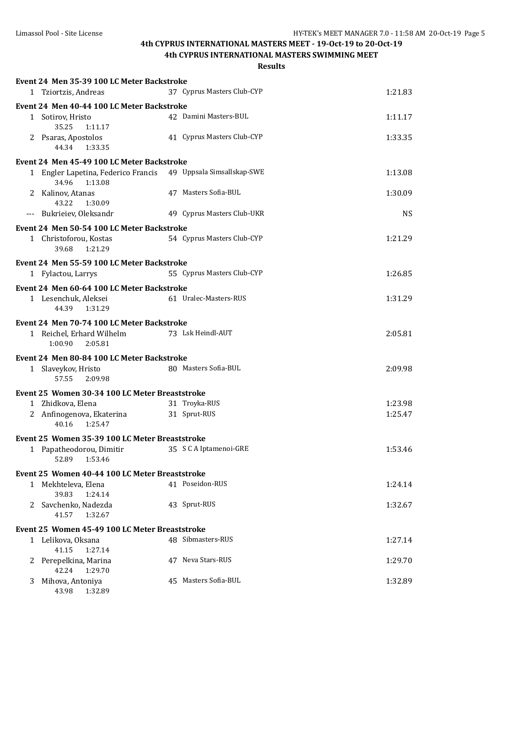# 4th CYPRUS INTERNATIONAL MASTERS MEET - 19-Oct-19 to 20-Oct-19

## 4th CYPRUS INTERNATIONAL MASTERS SWIMMING MEET

### Results

**Event 24 Men 35-39 100 LC Meter Backstroke**

| Place | Name | Age | Team | Time |
|---|---|---|---|---|
| 1 | Tziortzis, Andreas | 37 | Cyprus Masters Club-CYP | 1:21.83 |

**Event 24 Men 40-44 100 LC Meter Backstroke**

| Place | Name | Age | Team | Time |
|---|---|---|---|---|
| 1 | Sotirov, Hristo | 42 | Damini Masters-BUL | 1:11.17 |
| | 35.25 1:11.17 | | | |
| 2 | Psaras, Apostolos | 41 | Cyprus Masters Club-CYP | 1:33.35 |
| | 44.34 1:33.35 | | | |

**Event 24 Men 45-49 100 LC Meter Backstroke**

| Place | Name | Age | Team | Time |
|---|---|---|---|---|
| 1 | Engler Lapetina, Federico Francis | 49 | Uppsala Simsallskap-SWE | 1:13.08 |
| | 34.96 1:13.08 | | | |
| 2 | Kalinov, Atanas | 47 | Masters Sofia-BUL | 1:30.09 |
| | 43.22 1:30.09 | | | |
| --- | Bukrieiev, Oleksandr | 49 | Cyprus Masters Club-UKR | NS |

**Event 24 Men 50-54 100 LC Meter Backstroke**

| Place | Name | Age | Team | Time |
|---|---|---|---|---|
| 1 | Christoforou, Kostas | 54 | Cyprus Masters Club-CYP | 1:21.29 |
| | 39.68 1:21.29 | | | |

**Event 24 Men 55-59 100 LC Meter Backstroke**

| Place | Name | Age | Team | Time |
|---|---|---|---|---|
| 1 | Fylactou, Larrys | 55 | Cyprus Masters Club-CYP | 1:26.85 |

**Event 24 Men 60-64 100 LC Meter Backstroke**

| Place | Name | Age | Team | Time |
|---|---|---|---|---|
| 1 | Lesenchuk, Aleksei | 61 | Uralec-Masters-RUS | 1:31.29 |
| | 44.39 1:31.29 | | | |

**Event 24 Men 70-74 100 LC Meter Backstroke**

| Place | Name | Age | Team | Time |
|---|---|---|---|---|
| 1 | Reichel, Erhard Wilhelm | 73 | Lsk Heindl-AUT | 2:05.81 |
| | 1:00.90 2:05.81 | | | |

**Event 24 Men 80-84 100 LC Meter Backstroke**

| Place | Name | Age | Team | Time |
|---|---|---|---|---|
| 1 | Slaveykov, Hristo | 80 | Masters Sofia-BUL | 2:09.98 |
| | 57.55 2:09.98 | | | |

**Event 25 Women 30-34 100 LC Meter Breaststroke**

| Place | Name | Age | Team | Time |
|---|---|---|---|---|
| 1 | Zhidkova, Elena | 31 | Troyka-RUS | 1:23.98 |
| 2 | Anfinogenova, Ekaterina | 31 | Sprut-RUS | 1:25.47 |
| | 40.16 1:25.47 | | | |

**Event 25 Women 35-39 100 LC Meter Breaststroke**

| Place | Name | Age | Team | Time |
|---|---|---|---|---|
| 1 | Papatheodorou, Dimitir | 35 | S C A Iptamenoi-GRE | 1:53.46 |
| | 52.89 1:53.46 | | | |

**Event 25 Women 40-44 100 LC Meter Breaststroke**

| Place | Name | Age | Team | Time |
|---|---|---|---|---|
| 1 | Mekhteleva, Elena | 41 | Poseidon-RUS | 1:24.14 |
| | 39.83 1:24.14 | | | |
| 2 | Savchenko, Nadezda | 43 | Sprut-RUS | 1:32.67 |
| | 41.57 1:32.67 | | | |

**Event 25 Women 45-49 100 LC Meter Breaststroke**

| Place | Name | Age | Team | Time |
|---|---|---|---|---|
| 1 | Lelikova, Oksana | 48 | Sibmasters-RUS | 1:27.14 |
| | 41.15 1:27.14 | | | |
| 2 | Perepelkina, Marina | 47 | Neva Stars-RUS | 1:29.70 |
| | 42.24 1:29.70 | | | |
| 3 | Mihova, Antoniya | 45 | Masters Sofia-BUL | 1:32.89 |
| | 43.98 1:32.89 | | | |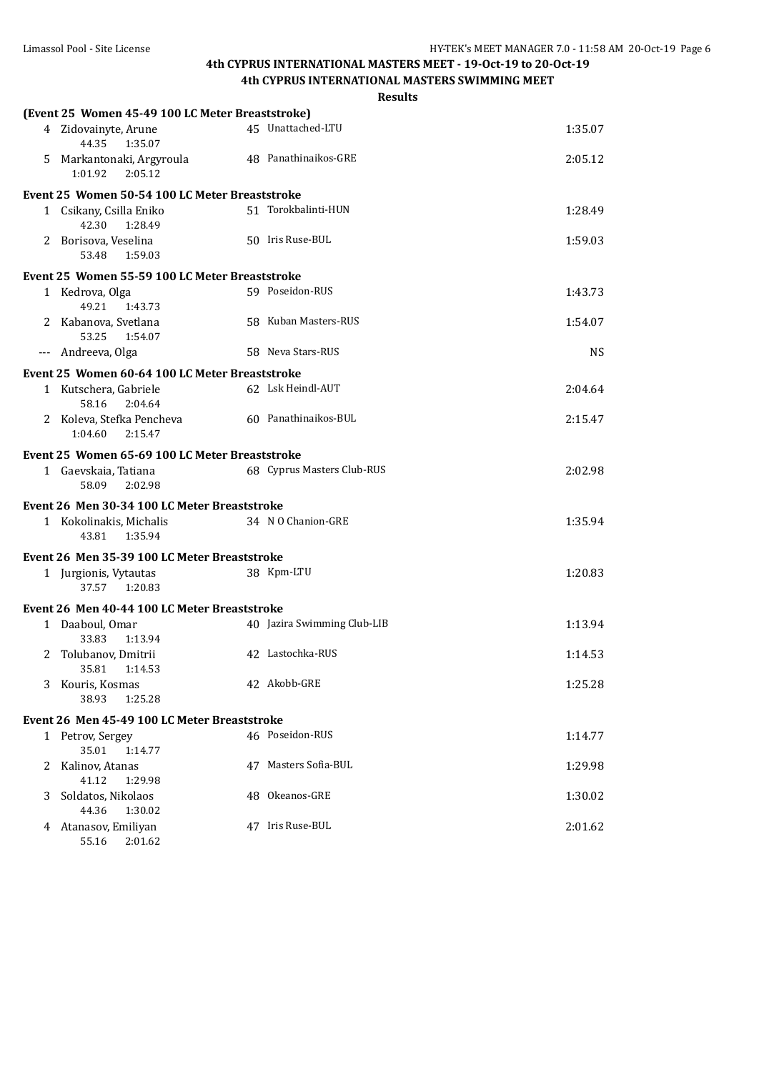# 4th CYPRUS INTERNATIONAL MASTERS MEET - 19-Oct-19 to 20-Oct-19

## 4th CYPRUS INTERNATIONAL MASTERS SWIMMING MEET

### Results

**(Event 25 Women 45-49 100 LC Meter Breaststroke)**

| Place | Name | Age | Team | Time |
|---|---|---|---|---|
| 4 | Zidovainyte, Arune | 45 | Unattached-LTU | 1:35.07 |
| | 44.35 1:35.07 | | | |
| 5 | Markantonaki, Argyroula | 48 | Panathinaikos-GRE | 2:05.12 |
| | 1:01.92 2:05.12 | | | |

**Event 25 Women 50-54 100 LC Meter Breaststroke**

| Place | Name | Age | Team | Time |
|---|---|---|---|---|
| 1 | Csikany, Csilla Eniko | 51 | Torokbalinti-HUN | 1:28.49 |
| | 42.30 1:28.49 | | | |
| 2 | Borisova, Veselina | 50 | Iris Ruse-BUL | 1:59.03 |
| | 53.48 1:59.03 | | | |

**Event 25 Women 55-59 100 LC Meter Breaststroke**

| Place | Name | Age | Team | Time |
|---|---|---|---|---|
| 1 | Kedrova, Olga | 59 | Poseidon-RUS | 1:43.73 |
| | 49.21 1:43.73 | | | |
| 2 | Kabanova, Svetlana | 58 | Kuban Masters-RUS | 1:54.07 |
| | 53.25 1:54.07 | | | |
| --- | Andreeva, Olga | 58 | Neva Stars-RUS | NS |

**Event 25 Women 60-64 100 LC Meter Breaststroke**

| Place | Name | Age | Team | Time |
|---|---|---|---|---|
| 1 | Kutschera, Gabriele | 62 | Lsk Heindl-AUT | 2:04.64 |
| | 58.16 2:04.64 | | | |
| 2 | Koleva, Stefka Pencheva | 60 | Panathinaikos-BUL | 2:15.47 |
| | 1:04.60 2:15.47 | | | |

**Event 25 Women 65-69 100 LC Meter Breaststroke**

| Place | Name | Age | Team | Time |
|---|---|---|---|---|
| 1 | Gaevskaia, Tatiana | 68 | Cyprus Masters Club-RUS | 2:02.98 |
| | 58.09 2:02.98 | | | |

**Event 26 Men 30-34 100 LC Meter Breaststroke**

| Place | Name | Age | Team | Time |
|---|---|---|---|---|
| 1 | Kokolinakis, Michalis | 34 | N O Chanion-GRE | 1:35.94 |
| | 43.81 1:35.94 | | | |

**Event 26 Men 35-39 100 LC Meter Breaststroke**

| Place | Name | Age | Team | Time |
|---|---|---|---|---|
| 1 | Jurgionis, Vytautas | 38 | Kpm-LTU | 1:20.83 |
| | 37.57 1:20.83 | | | |

**Event 26 Men 40-44 100 LC Meter Breaststroke**

| Place | Name | Age | Team | Time |
|---|---|---|---|---|
| 1 | Daaboul, Omar | 40 | Jazira Swimming Club-LIB | 1:13.94 |
| | 33.83 1:13.94 | | | |
| 2 | Tolubanov, Dmitrii | 42 | Lastochka-RUS | 1:14.53 |
| | 35.81 1:14.53 | | | |
| 3 | Kouris, Kosmas | 42 | Akobb-GRE | 1:25.28 |
| | 38.93 1:25.28 | | | |

**Event 26 Men 45-49 100 LC Meter Breaststroke**

| Place | Name | Age | Team | Time |
|---|---|---|---|---|
| 1 | Petrov, Sergey | 46 | Poseidon-RUS | 1:14.77 |
| | 35.01 1:14.77 | | | |
| 2 | Kalinov, Atanas | 47 | Masters Sofia-BUL | 1:29.98 |
| | 41.12 1:29.98 | | | |
| 3 | Soldatos, Nikolaos | 48 | Okeanos-GRE | 1:30.02 |
| | 44.36 1:30.02 | | | |
| 4 | Atanasov, Emiliyan | 47 | Iris Ruse-BUL | 2:01.62 |
| | 55.16 2:01.62 | | | |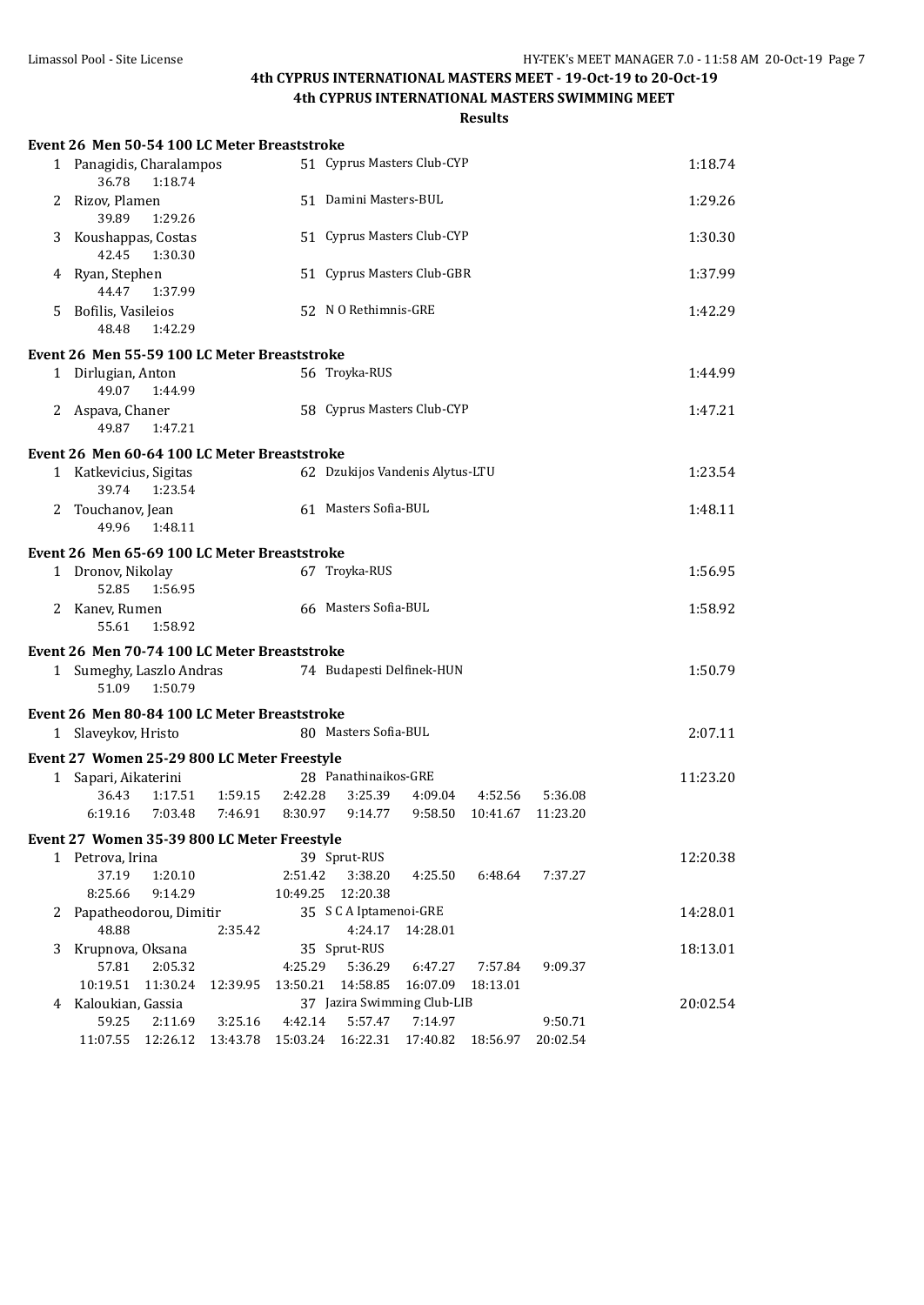# 4th CYPRUS INTERNATIONAL MASTERS MEET - 19-Oct-19 to 20-Oct-19

## 4th CYPRUS INTERNATIONAL MASTERS SWIMMING MEET

### Results

**Event 26 Men 50-54 100 LC Meter Breaststroke**

| Place | Name | Age | Team | Time |
|---|---|---|---|---|
| 1 | Panagidis, Charalampos | 51 | Cyprus Masters Club-CYP | 1:18.74 |
| | 36.78 1:18.74 | | | |
| 2 | Rizov, Plamen | 51 | Damini Masters-BUL | 1:29.26 |
| | 39.89 1:29.26 | | | |
| 3 | Koushappas, Costas | 51 | Cyprus Masters Club-CYP | 1:30.30 |
| | 42.45 1:30.30 | | | |
| 4 | Ryan, Stephen | 51 | Cyprus Masters Club-GBR | 1:37.99 |
| | 44.47 1:37.99 | | | |
| 5 | Bofilis, Vasileios | 52 | N O Rethimnis-GRE | 1:42.29 |
| | 48.48 1:42.29 | | | |

**Event 26 Men 55-59 100 LC Meter Breaststroke**

| Place | Name | Age | Team | Time |
|---|---|---|---|---|
| 1 | Dirlugian, Anton | 56 | Troyka-RUS | 1:44.99 |
| | 49.07 1:44.99 | | | |
| 2 | Aspava, Chaner | 58 | Cyprus Masters Club-CYP | 1:47.21 |
| | 49.87 1:47.21 | | | |

**Event 26 Men 60-64 100 LC Meter Breaststroke**

| Place | Name | Age | Team | Time |
|---|---|---|---|---|
| 1 | Katkevicius, Sigitas | 62 | Dzukijos Vandenis Alytus-LTU | 1:23.54 |
| | 39.74 1:23.54 | | | |
| 2 | Touchanov, Jean | 61 | Masters Sofia-BUL | 1:48.11 |
| | 49.96 1:48.11 | | | |

**Event 26 Men 65-69 100 LC Meter Breaststroke**

| Place | Name | Age | Team | Time |
|---|---|---|---|---|
| 1 | Dronov, Nikolay | 67 | Troyka-RUS | 1:56.95 |
| | 52.85 1:56.95 | | | |
| 2 | Kanev, Rumen | 66 | Masters Sofia-BUL | 1:58.92 |
| | 55.61 1:58.92 | | | |

**Event 26 Men 70-74 100 LC Meter Breaststroke**

| Place | Name | Age | Team | Time |
|---|---|---|---|---|
| 1 | Sumeghy, Laszlo Andras | 74 | Budapesti Delfinek-HUN | 1:50.79 |
| | 51.09 1:50.79 | | | |

**Event 26 Men 80-84 100 LC Meter Breaststroke**

| Place | Name | Age | Team | Time |
|---|---|---|---|---|
| 1 | Slaveykov, Hristo | 80 | Masters Sofia-BUL | 2:07.11 |

**Event 27 Women 25-29 800 LC Meter Freestyle**

| Place | Name | Age | Team | Time |
|---|---|---|---|---|
| 1 | Sapari, Aikaterini | 28 | Panathinaikos-GRE | 11:23.20 |
| | 36.43 1:17.51 1:59.15 2:42.28 3:25.39 4:09.04 4:52.56 5:36.08 | | | |
| | 6:19.16 7:03.48 7:46.91 8:30.97 9:14.77 9:58.50 10:41.67 11:23.20 | | | |

**Event 27 Women 35-39 800 LC Meter Freestyle**

| Place | Name | Age | Team | Time |
|---|---|---|---|---|
| 1 | Petrova, Irina | 39 | Sprut-RUS | 12:20.38 |
| | 37.19 1:20.10 2:51.42 3:38.20 4:25.50 6:48.64 7:37.27 | | | |
| | 8:25.66 9:14.29 10:49.25 12:20.38 | | | |
| 2 | Papatheodorou, Dimitir | 35 | S C A Iptamenoi-GRE | 14:28.01 |
| | 48.88 2:35.42 4:24.17 14:28.01 | | | |
| 3 | Krupnova, Oksana | 35 | Sprut-RUS | 18:13.01 |
| | 57.81 2:05.32 4:25.29 5:36.29 6:47.27 7:57.84 9:09.37 | | | |
| | 10:19.51 11:30.24 12:39.95 13:50.21 14:58.85 16:07.09 18:13.01 | | | |
| 4 | Kaloukian, Gassia | 37 | Jazira Swimming Club-LIB | 20:02.54 |
| | 59.25 2:11.69 3:25.16 4:42.14 5:57.47 7:14.97 9:50.71 | | | |
| | 11:07.55 12:26.12 13:43.78 15:03.24 16:22.31 17:40.82 18:56.97 20:02.54 | | | |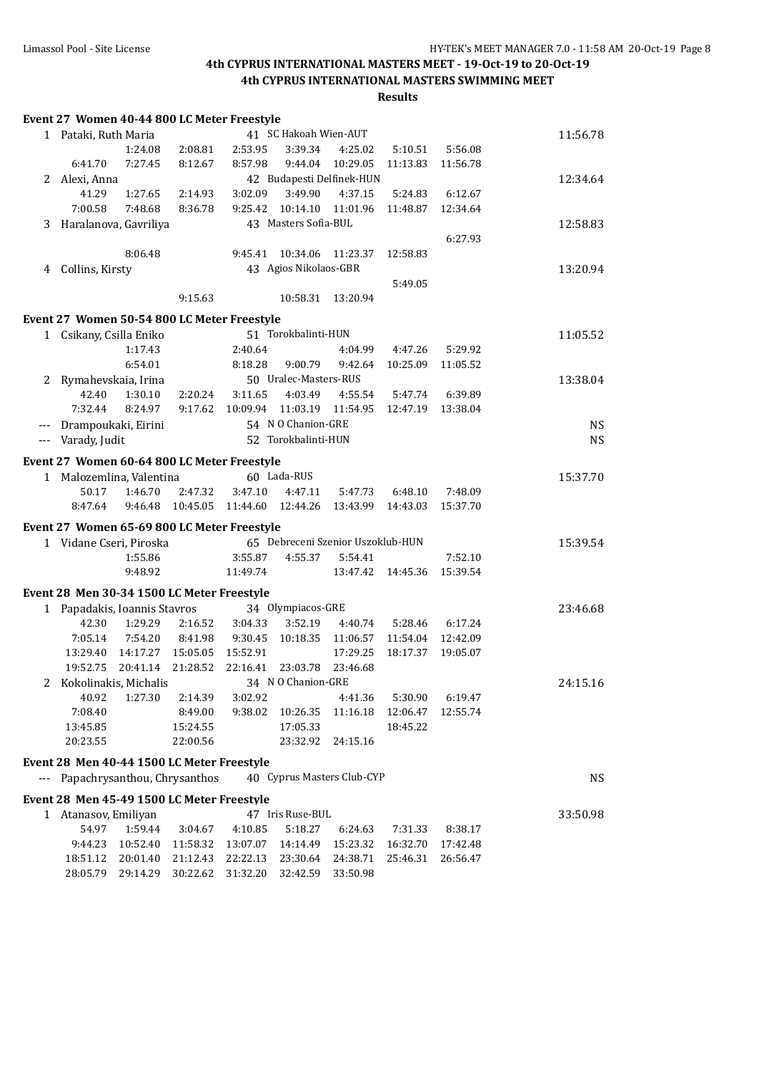## Event 27 Women 40-44 800 LC Meter Freestyle

| Place | Name | Age | Team | Finals Time |
|---|---|---|---|---|
| 1 | Pataki, Ruth Maria | 41 | SC Hakoah Wien-AUT | 11:56.78 |

| | | | | | | | |
|---|---|---|---|---|---|---|---|
| | 1:24.08 | 2:08.81 | 2:53.95 | 3:39.34 | 4:25.02 | 5:10.51 | 5:56.08 |
| 6:41.70 | 7:27.45 | 8:12.67 | 8:57.98 | 9:44.04 | 10:29.05 | 11:13.83 | 11:56.78 |

| Place | Name | Age | Team | Finals Time |
|---|---|---|---|---|
| 2 | Alexi, Anna | 42 | Budapesti Delfinek-HUN | 12:34.64 |

| | | | | | | | |
|---|---|---|---|---|---|---|---|
| 41.29 | 1:27.65 | 2:14.93 | 3:02.09 | 3:49.90 | 4:37.15 | 5:24.83 | 6:12.67 |
| 7:00.58 | 7:48.68 | 8:36.78 | 9:25.42 | 10:14.10 | 11:01.96 | 11:48.87 | 12:34.64 |

| Place | Name | Age | Team | Finals Time |
|---|---|---|---|---|
| 3 | Haralanova, Gavriliya | 43 | Masters Sofia-BUL | 12:58.83 |

| | | | | | | | |
|---|---|---|---|---|---|---|---|
| | | | | | | | 6:27.93 |
| | 8:06.48 | | 9:45.41 | 10:34.06 | 11:23.37 | 12:58.83 | |

| Place | Name | Age | Team | Finals Time |
|---|---|---|---|---|
| 4 | Collins, Kirsty | 43 | Agios Nikolaos-GBR | 13:20.94 |

| | | | | | | | |
|---|---|---|---|---|---|---|---|
| | | | | | | 5:49.05 | |
| | | 9:15.63 | | 10:58.31 | 13:20.94 | | |

## Event 27 Women 50-54 800 LC Meter Freestyle

| Place | Name | Age | Team | Finals Time |
|---|---|---|---|---|
| 1 | Csikany, Csilla Eniko | 51 | Torokbalinti-HUN | 11:05.52 |

| | | | | | | | |
|---|---|---|---|---|---|---|---|
| | 1:17.43 | | 2:40.64 | | 4:04.99 | 4:47.26 | 5:29.92 |
| | 6:54.01 | | 8:18.28 | 9:00.79 | 9:42.64 | 10:25.09 | 11:05.52 |

| Place | Name | Age | Team | Finals Time |
|---|---|---|---|---|
| 2 | Rymahevskaia, Irina | 50 | Uralec-Masters-RUS | 13:38.04 |

| | | | | | | | |
|---|---|---|---|---|---|---|---|
| 42.40 | 1:30.10 | 2:20.24 | 3:11.65 | 4:03.49 | 4:55.54 | 5:47.74 | 6:39.89 |
| 7:32.44 | 8:24.97 | 9:17.62 | 10:09.94 | 11:03.19 | 11:54.95 | 12:47.19 | 13:38.04 |

| Place | Name | Age | Team | Finals Time |
|---|---|---|---|---|
| --- | Drampoukaki, Eirini | 54 | N O Chanion-GRE | NS |
| --- | Varady, Judit | 52 | Torokbalinti-HUN | NS |

## Event 27 Women 60-64 800 LC Meter Freestyle

| Place | Name | Age | Team | Finals Time |
|---|---|---|---|---|
| 1 | Malozemlina, Valentina | 60 | Lada-RUS | 15:37.70 |

| | | | | | | | |
|---|---|---|---|---|---|---|---|
| 50.17 | 1:46.70 | 2:47.32 | 3:47.10 | 4:47.11 | 5:47.73 | 6:48.10 | 7:48.09 |
| 8:47.64 | 9:46.48 | 10:45.05 | 11:44.60 | 12:44.26 | 13:43.99 | 14:43.03 | 15:37.70 |

## Event 27 Women 65-69 800 LC Meter Freestyle

| Place | Name | Age | Team | Finals Time |
|---|---|---|---|---|
| 1 | Vidane Cseri, Piroska | 65 | Debreceni Szenior Uszoklub-HUN | 15:39.54 |

| | | | | | | | |
|---|---|---|---|---|---|---|---|
| | 1:55.86 | | 3:55.87 | 4:55.37 | 5:54.41 | | 7:52.10 |
| | 9:48.92 | | 11:49.74 | | 13:47.42 | 14:45.36 | 15:39.54 |

## Event 28 Men 30-34 1500 LC Meter Freestyle

| Place | Name | Age | Team | Finals Time |
|---|---|---|---|---|
| 1 | Papadakis, Ioannis Stavros | 34 | Olympiacos-GRE | 23:46.68 |

| | | | | | | | |
|---|---|---|---|---|---|---|---|
| 42.30 | 1:29.29 | 2:16.52 | 3:04.33 | 3:52.19 | 4:40.74 | 5:28.46 | 6:17.24 |
| 7:05.14 | 7:54.20 | 8:41.98 | 9:30.45 | 10:18.35 | 11:06.57 | 11:54.04 | 12:42.09 |
| 13:29.40 | 14:17.27 | 15:05.05 | 15:52.91 | | 17:29.25 | 18:17.37 | 19:05.07 |
| 19:52.75 | 20:41.14 | 21:28.52 | 22:16.41 | 23:03.78 | 23:46.68 | | |

| Place | Name | Age | Team | Finals Time |
|---|---|---|---|---|
| 2 | Kokolinakis, Michalis | 34 | N O Chanion-GRE | 24:15.16 |

| | | | | | | | |
|---|---|---|---|---|---|---|---|
| 40.92 | 1:27.30 | 2:14.39 | 3:02.92 | | 4:41.36 | 5:30.90 | 6:19.47 |
| 7:08.40 | | 8:49.00 | 9:38.02 | 10:26.35 | 11:16.18 | 12:06.47 | 12:55.74 |
| 13:45.85 | | 15:24.55 | | 17:05.33 | | 18:45.22 | |
| 20:23.55 | | 22:00.56 | | 23:32.92 | 24:15.16 | | |

## Event 28 Men 40-44 1500 LC Meter Freestyle

| Place | Name | Age | Team | Finals Time |
|---|---|---|---|---|
| --- | Papachrysanthou, Chrysanthos | 40 | Cyprus Masters Club-CYP | NS |

## Event 28 Men 45-49 1500 LC Meter Freestyle

| Place | Name | Age | Team | Finals Time |
|---|---|---|---|---|
| 1 | Atanasov, Emiliyan | 47 | Iris Ruse-BUL | 33:50.98 |

| | | | | | | | |
|---|---|---|---|---|---|---|---|
| 54.97 | 1:59.44 | 3:04.67 | 4:10.85 | 5:18.27 | 6:24.63 | 7:31.33 | 8:38.17 |
| 9:44.23 | 10:52.40 | 11:58.32 | 13:07.07 | 14:14.49 | 15:23.32 | 16:32.70 | 17:42.48 |
| 18:51.12 | 20:01.40 | 21:12.43 | 22:22.13 | 23:30.64 | 24:38.71 | 25:46.31 | 26:56.47 |
| 28:05.79 | 29:14.29 | 30:22.62 | 31:32.20 | 32:42.59 | 33:50.98 | | |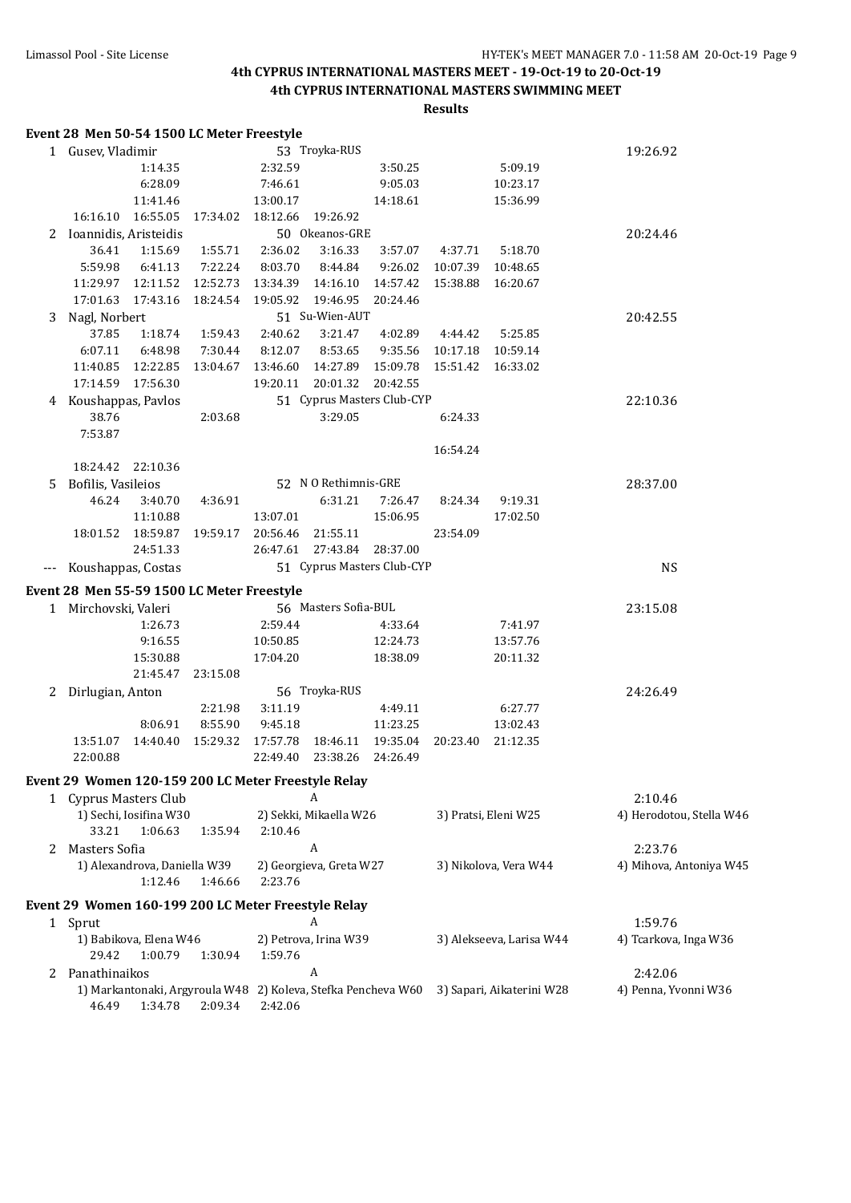# 4th CYPRUS INTERNATIONAL MASTERS MEET - 19-Oct-19 to 20-Oct-19

## 4th CYPRUS INTERNATIONAL MASTERS SWIMMING MEET

### Results

**Event 28 Men 50-54 1500 LC Meter Freestyle**

1 Gusev, Vladimir — 53 Troyka-RUS — 19:26.92

1:14.35 2:32.59 3:50.25 5:09.19
6:28.09 7:46.61 9:05.03 10:23.17
11:41.46 13:00.17 14:18.61 15:36.99
16:16.10 16:55.05 17:34.02 18:12.66 19:26.92

2 Ioannidis, Aristeidis — 50 Okeanos-GRE — 20:24.46

36.41 1:15.69 1:55.71 2:36.02 3:16.33 3:57.07 4:37.71 5:18.70
5:59.98 6:41.13 7:22.24 8:03.70 8:44.84 9:26.02 10:07.39 10:48.65
11:29.97 12:11.52 12:52.73 13:34.39 14:16.10 14:57.42 15:38.88 16:20.67
17:01.63 17:43.16 18:24.54 19:05.92 19:46.95 20:24.46

3 Nagl, Norbert — 51 Su-Wien-AUT — 20:42.55

37.85 1:18.74 1:59.43 2:40.62 3:21.47 4:02.89 4:44.42 5:25.85
6:07.11 6:48.98 7:30.44 8:12.07 8:53.65 9:35.56 10:17.18 10:59.14
11:40.85 12:22.85 13:04.67 13:46.60 14:27.89 15:09.78 15:51.42 16:33.02
17:14.59 17:56.30 19:20.11 20:01.32 20:42.55

4 Koushappas, Pavlos — 51 Cyprus Masters Club-CYP — 22:10.36

38.76 2:03.68 3:29.05 6:24.33
7:53.87
16:54.24
18:24.42 22:10.36

5 Bofilis, Vasileios — 52 N O Rethimnis-GRE — 28:37.00

46.24 3:40.70 4:36.91 6:31.21 7:26.47 8:24.34 9:19.31
11:10.88 13:07.01 15:06.95 17:02.50
18:01.52 18:59.87 19:59.17 20:56.46 21:55.11 23:54.09
24:51.33 26:47.61 27:43.84 28:37.00

--- Koushappas, Costas — 51 Cyprus Masters Club-CYP — NS

**Event 28 Men 55-59 1500 LC Meter Freestyle**

1 Mirchovski, Valeri — 56 Masters Sofia-BUL — 23:15.08

1:26.73 2:59.44 4:33.64 7:41.97
9:16.55 10:50.85 12:24.73 13:57.76
15:30.88 17:04.20 18:38.09 20:11.32
21:45.47 23:15.08

2 Dirlugian, Anton — 56 Troyka-RUS — 24:26.49

2:21.98 3:11.19 4:49.11 6:27.77
8:06.91 8:55.90 9:45.18 11:23.25 13:02.43
13:51.07 14:40.40 15:29.32 17:57.78 18:46.11 19:35.04 20:23.40 21:12.35
22:00.88 22:49.40 23:38.26 24:26.49

**Event 29 Women 120-159 200 LC Meter Freestyle Relay**

1 Cyprus Masters Club — A — 2:10.46
1) Sechi, Iosifina W30 2) Sekki, Mikaella W26 3) Pratsi, Eleni W25 4) Herodotou, Stella W46
33.21 1:06.63 1:35.94 2:10.46

2 Masters Sofia — A — 2:23.76
1) Alexandrova, Daniella W39 2) Georgieva, Greta W27 3) Nikolova, Vera W44 4) Mihova, Antoniya W45
1:12.46 1:46.66 2:23.76

**Event 29 Women 160-199 200 LC Meter Freestyle Relay**

1 Sprut — A — 1:59.76
1) Babikova, Elena W46 2) Petrova, Irina W39 3) Alekseeva, Larisa W44 4) Tcarkova, Inga W36
29.42 1:00.79 1:30.94 1:59.76

2 Panathinaikos — A — 2:42.06
1) Markantonaki, Argyroula W48 2) Koleva, Stefka Pencheva W60 3) Sapari, Aikaterini W28 4) Penna, Yvonni W36
46.49 1:34.78 2:09.34 2:42.06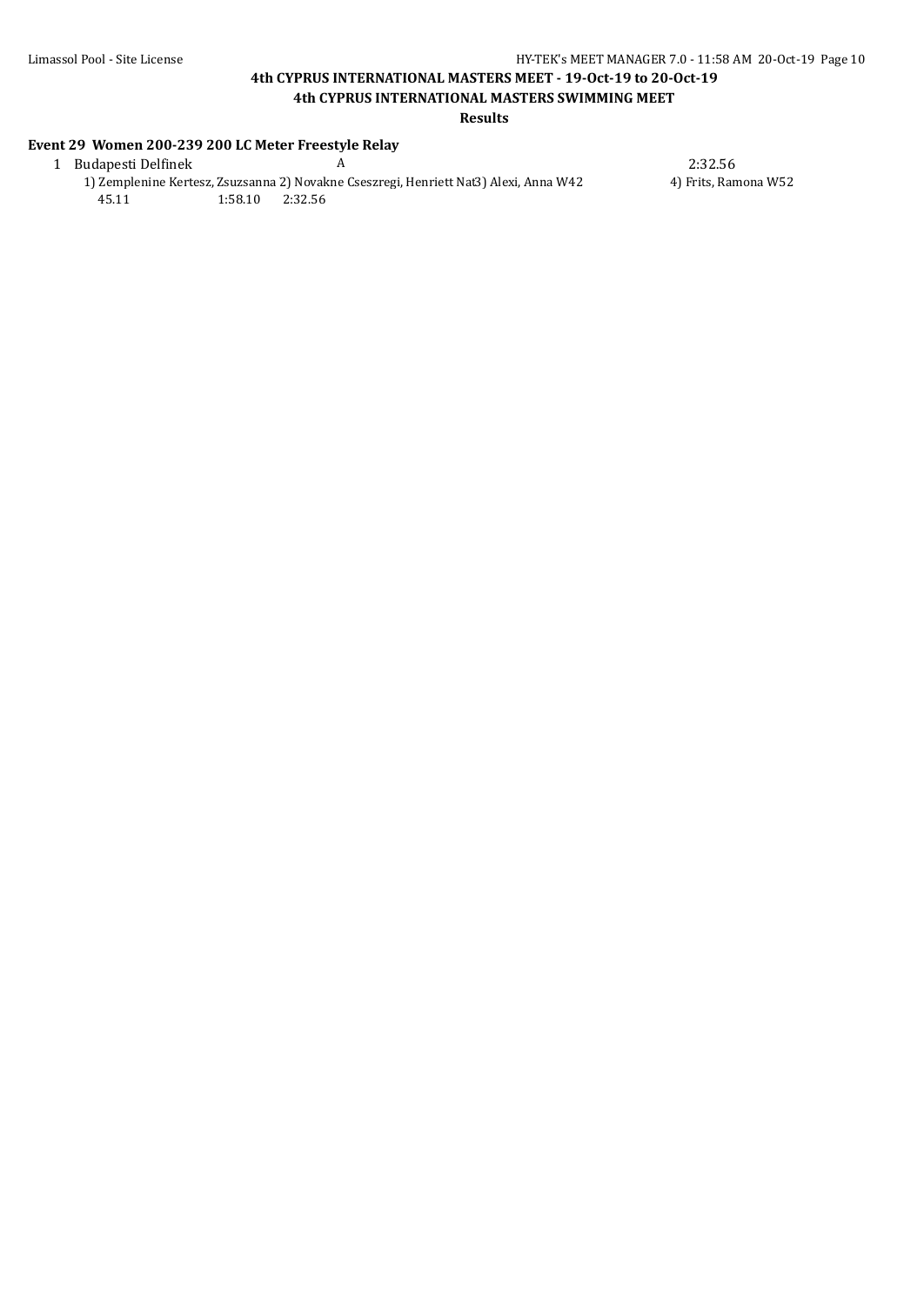### Event 29 Women 200-239 200 LC Meter Freestyle Relay

| | | | |
|---|---|---|---|
| 1 | Budapesti Delfinek | A | 2:32.56 |

1) Zemplenine Kertesz, Zsuzsanna 2) Novakne Cseszregi, Henriett Nat3) Alexi, Anna W42 4) Frits, Ramona W52

45.11 1:58.10 2:32.56